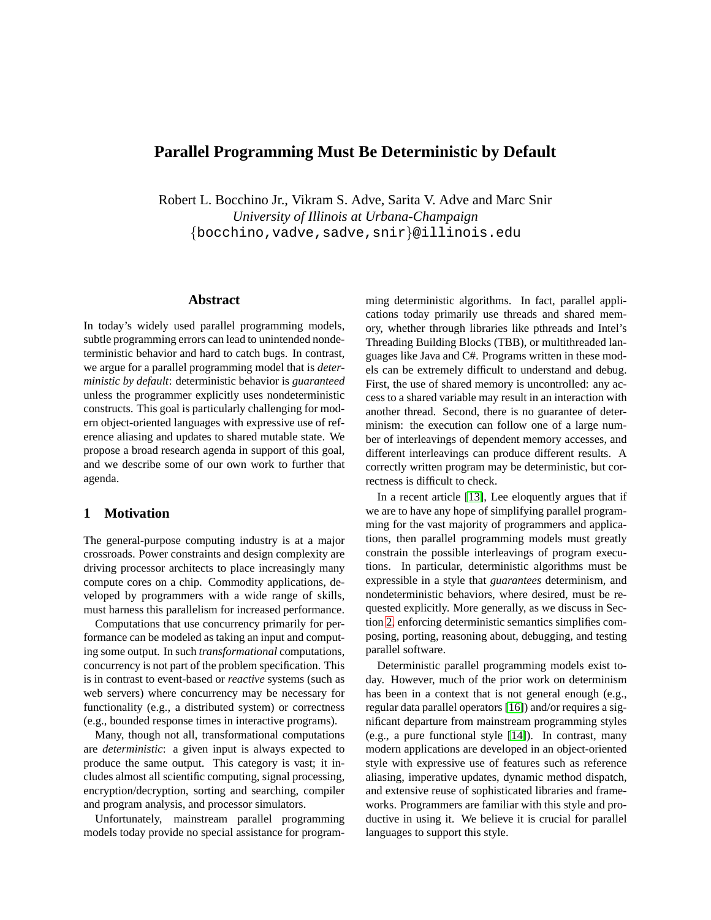# Parallel Programming Must Be Deterministic by Default

Robert L. Bocchino Jr., Vikram S. Adve, Sarita V. Adve and Marc Snir
*University of Illinois at Urbana-Champaign*
{bocchino,vadve,sadve,snir}@illinois.edu

## Abstract

In today's widely used parallel programming models, subtle programming errors can lead to unintended nondeterministic behavior and hard to catch bugs. In contrast, we argue for a parallel programming model that is *deterministic by default*: deterministic behavior is *guaranteed* unless the programmer explicitly uses nondeterministic constructs. This goal is particularly challenging for modern object-oriented languages with expressive use of reference aliasing and updates to shared mutable state. We propose a broad research agenda in support of this goal, and we describe some of our own work to further that agenda.

## 1 Motivation

The general-purpose computing industry is at a major crossroads. Power constraints and design complexity are driving processor architects to place increasingly many compute cores on a chip. Commodity applications, developed by programmers with a wide range of skills, must harness this parallelism for increased performance.

Computations that use concurrency primarily for performance can be modeled as taking an input and computing some output. In such *transformational* computations, concurrency is not part of the problem specification. This is in contrast to event-based or *reactive* systems (such as web servers) where concurrency may be necessary for functionality (e.g., a distributed system) or correctness (e.g., bounded response times in interactive programs).

Many, though not all, transformational computations are *deterministic*: a given input is always expected to produce the same output. This category is vast; it includes almost all scientific computing, signal processing, encryption/decryption, sorting and searching, compiler and program analysis, and processor simulators.

Unfortunately, mainstream parallel programming models today provide no special assistance for programming deterministic algorithms. In fact, parallel applications today primarily use threads and shared memory, whether through libraries like pthreads and Intel's Threading Building Blocks (TBB), or multithreaded languages like Java and C#. Programs written in these models can be extremely difficult to understand and debug. First, the use of shared memory is uncontrolled: any access to a shared variable may result in an interaction with another thread. Second, there is no guarantee of determinism: the execution can follow one of a large number of interleavings of dependent memory accesses, and different interleavings can produce different results. A correctly written program may be deterministic, but correctness is difficult to check.

In a recent article [13], Lee eloquently argues that if we are to have any hope of simplifying parallel programming for the vast majority of programmers and applications, then parallel programming models must greatly constrain the possible interleavings of program executions. In particular, deterministic algorithms must be expressible in a style that *guarantees* determinism, and nondeterministic behaviors, where desired, must be requested explicitly. More generally, as we discuss in Section 2, enforcing deterministic semantics simplifies composing, porting, reasoning about, debugging, and testing parallel software.

Deterministic parallel programming models exist today. However, much of the prior work on determinism has been in a context that is not general enough (e.g., regular data parallel operators [16]) and/or requires a significant departure from mainstream programming styles (e.g., a pure functional style [14]). In contrast, many modern applications are developed in an object-oriented style with expressive use of features such as reference aliasing, imperative updates, dynamic method dispatch, and extensive reuse of sophisticated libraries and frameworks. Programmers are familiar with this style and productive in using it. We believe it is crucial for parallel languages to support this style.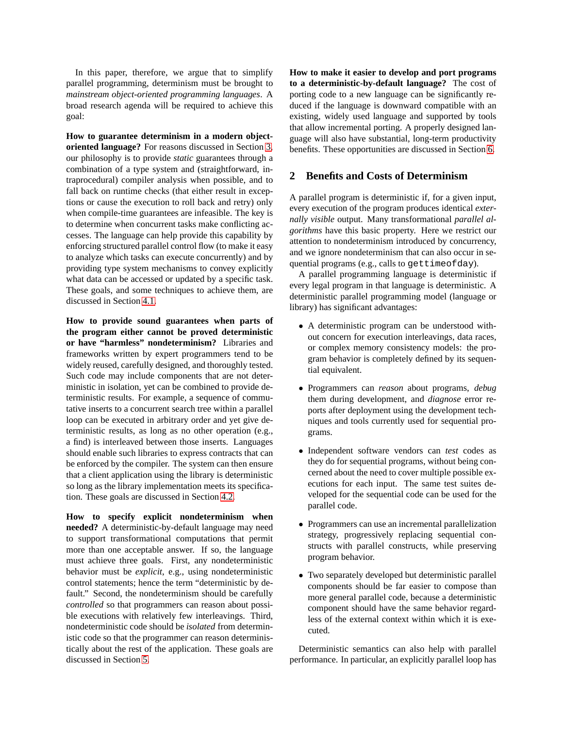In this paper, therefore, we argue that to simplify parallel programming, determinism must be brought to *mainstream object-oriented programming languages*. A broad research agenda will be required to achieve this goal:

**How to guarantee determinism in a modern object-oriented language?** For reasons discussed in Section 3, our philosophy is to provide *static* guarantees through a combination of a type system and (straightforward, intraprocedural) compiler analysis when possible, and to fall back on runtime checks (that either result in exceptions or cause the execution to roll back and retry) only when compile-time guarantees are infeasible. The key is to determine when concurrent tasks make conflicting accesses. The language can help provide this capability by enforcing structured parallel control flow (to make it easy to analyze which tasks can execute concurrently) and by providing type system mechanisms to convey explicitly what data can be accessed or updated by a specific task. These goals, and some techniques to achieve them, are discussed in Section 4.1.

**How to provide sound guarantees when parts of the program either cannot be proved deterministic or have "harmless" nondeterminism?** Libraries and frameworks written by expert programmers tend to be widely reused, carefully designed, and thoroughly tested. Such code may include components that are not deterministic in isolation, yet can be combined to provide deterministic results. For example, a sequence of commutative inserts to a concurrent search tree within a parallel loop can be executed in arbitrary order and yet give deterministic results, as long as no other operation (e.g., a find) is interleaved between those inserts. Languages should enable such libraries to express contracts that can be enforced by the compiler. The system can then ensure that a client application using the library is deterministic so long as the library implementation meets its specification. These goals are discussed in Section 4.2.

**How to specify explicit nondeterminism when needed?** A deterministic-by-default language may need to support transformational computations that permit more than one acceptable answer. If so, the language must achieve three goals. First, any nondeterministic behavior must be *explicit*, e.g., using nondeterministic control statements; hence the term "deterministic by default." Second, the nondeterminism should be carefully *controlled* so that programmers can reason about possible executions with relatively few interleavings. Third, nondeterministic code should be *isolated* from deterministic code so that the programmer can reason deterministically about the rest of the application. These goals are discussed in Section 5.

**How to make it easier to develop and port programs to a deterministic-by-default language?** The cost of porting code to a new language can be significantly reduced if the language is downward compatible with an existing, widely used language and supported by tools that allow incremental porting. A properly designed language will also have substantial, long-term productivity benefits. These opportunities are discussed in Section 6.

## 2 Benefits and Costs of Determinism

A parallel program is deterministic if, for a given input, every execution of the program produces identical *externally visible* output. Many transformational *parallel algorithms* have this basic property. Here we restrict our attention to nondeterminism introduced by concurrency, and we ignore nondeterminism that can also occur in sequential programs (e.g., calls to `gettimeofday`).

A parallel programming language is deterministic if every legal program in that language is deterministic. A deterministic parallel programming model (language or library) has significant advantages:

- A deterministic program can be understood without concern for execution interleavings, data races, or complex memory consistency models: the program behavior is completely defined by its sequential equivalent.
- Programmers can *reason* about programs, *debug* them during development, and *diagnose* error reports after deployment using the development techniques and tools currently used for sequential programs.
- Independent software vendors can *test* codes as they do for sequential programs, without being concerned about the need to cover multiple possible executions for each input. The same test suites developed for the sequential code can be used for the parallel code.
- Programmers can use an incremental parallelization strategy, progressively replacing sequential constructs with parallel constructs, while preserving program behavior.
- Two separately developed but deterministic parallel components should be far easier to compose than more general parallel code, because a deterministic component should have the same behavior regardless of the external context within which it is executed.

Deterministic semantics can also help with parallel performance. In particular, an explicitly parallel loop has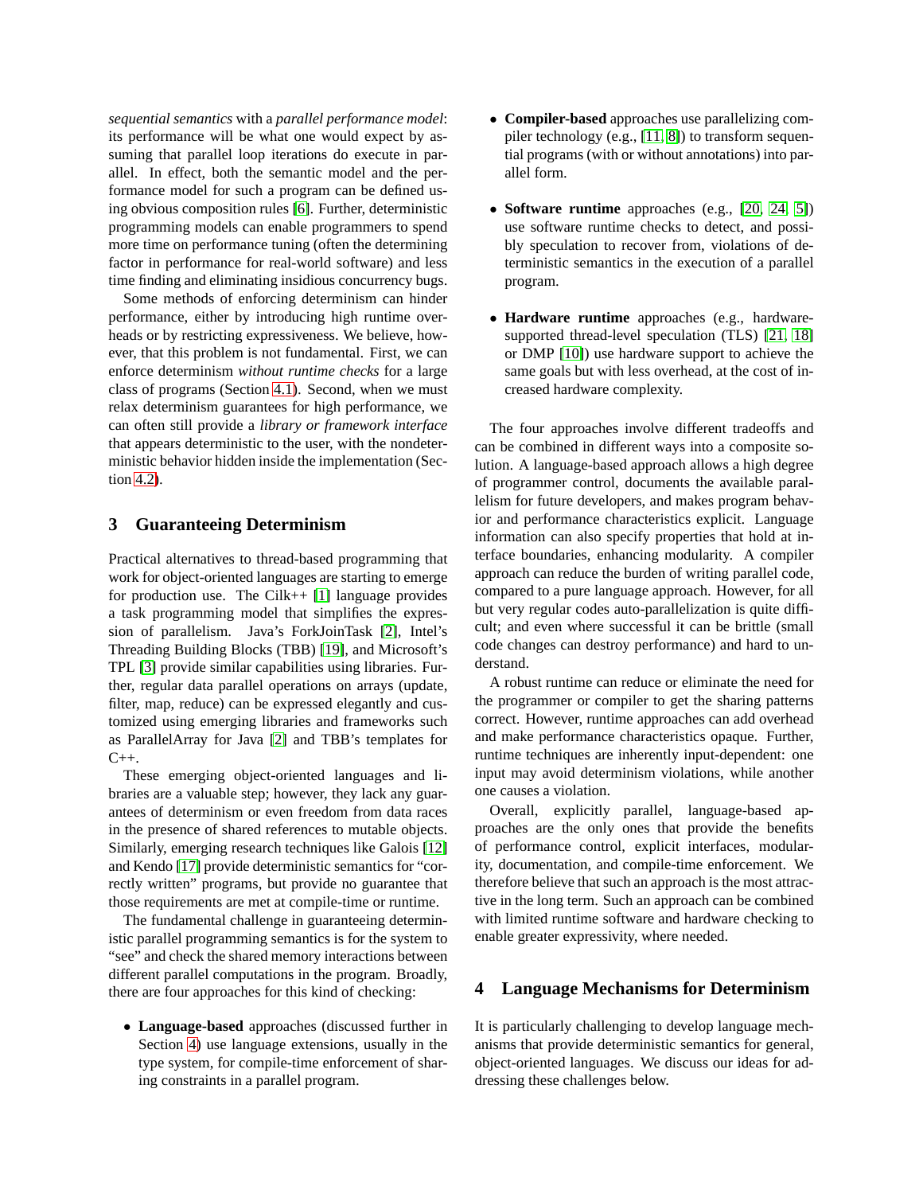*sequential semantics* with a *parallel performance model*: its performance will be what one would expect by assuming that parallel loop iterations do execute in parallel. In effect, both the semantic model and the performance model for such a program can be defined using obvious composition rules [6]. Further, deterministic programming models can enable programmers to spend more time on performance tuning (often the determining factor in performance for real-world software) and less time finding and eliminating insidious concurrency bugs.

Some methods of enforcing determinism can hinder performance, either by introducing high runtime overheads or by restricting expressiveness. We believe, however, that this problem is not fundamental. First, we can enforce determinism *without runtime checks* for a large class of programs (Section 4.1). Second, when we must relax determinism guarantees for high performance, we can often still provide a *library or framework interface* that appears deterministic to the user, with the nondeterministic behavior hidden inside the implementation (Section 4.2).

## 3 Guaranteeing Determinism

Practical alternatives to thread-based programming that work for object-oriented languages are starting to emerge for production use. The Cilk++ [1] language provides a task programming model that simplifies the expression of parallelism. Java's ForkJoinTask [2], Intel's Threading Building Blocks (TBB) [19], and Microsoft's TPL [3] provide similar capabilities using libraries. Further, regular data parallel operations on arrays (update, filter, map, reduce) can be expressed elegantly and customized using emerging libraries and frameworks such as ParallelArray for Java [2] and TBB's templates for C++.

These emerging object-oriented languages and libraries are a valuable step; however, they lack any guarantees of determinism or even freedom from data races in the presence of shared references to mutable objects. Similarly, emerging research techniques like Galois [12] and Kendo [17] provide deterministic semantics for "correctly written" programs, but provide no guarantee that those requirements are met at compile-time or runtime.

The fundamental challenge in guaranteeing deterministic parallel programming semantics is for the system to "see" and check the shared memory interactions between different parallel computations in the program. Broadly, there are four approaches for this kind of checking:

- **Language-based** approaches (discussed further in Section 4) use language extensions, usually in the type system, for compile-time enforcement of sharing constraints in a parallel program.
- **Compiler-based** approaches use parallelizing compiler technology (e.g., [11, 8]) to transform sequential programs (with or without annotations) into parallel form.
- **Software runtime** approaches (e.g., [20, 24, 5]) use software runtime checks to detect, and possibly speculation to recover from, violations of deterministic semantics in the execution of a parallel program.
- **Hardware runtime** approaches (e.g., hardware-supported thread-level speculation (TLS) [21, 18] or DMP [10]) use hardware support to achieve the same goals but with less overhead, at the cost of increased hardware complexity.

The four approaches involve different tradeoffs and can be combined in different ways into a composite solution. A language-based approach allows a high degree of programmer control, documents the available parallelism for future developers, and makes program behavior and performance characteristics explicit. Language information can also specify properties that hold at interface boundaries, enhancing modularity. A compiler approach can reduce the burden of writing parallel code, compared to a pure language approach. However, for all but very regular codes auto-parallelization is quite difficult; and even where successful it can be brittle (small code changes can destroy performance) and hard to understand.

A robust runtime can reduce or eliminate the need for the programmer or compiler to get the sharing patterns correct. However, runtime approaches can add overhead and make performance characteristics opaque. Further, runtime techniques are inherently input-dependent: one input may avoid determinism violations, while another one causes a violation.

Overall, explicitly parallel, language-based approaches are the only ones that provide the benefits of performance control, explicit interfaces, modularity, documentation, and compile-time enforcement. We therefore believe that such an approach is the most attractive in the long term. Such an approach can be combined with limited runtime software and hardware checking to enable greater expressivity, where needed.

## 4 Language Mechanisms for Determinism

It is particularly challenging to develop language mechanisms that provide deterministic semantics for general, object-oriented languages. We discuss our ideas for addressing these challenges below.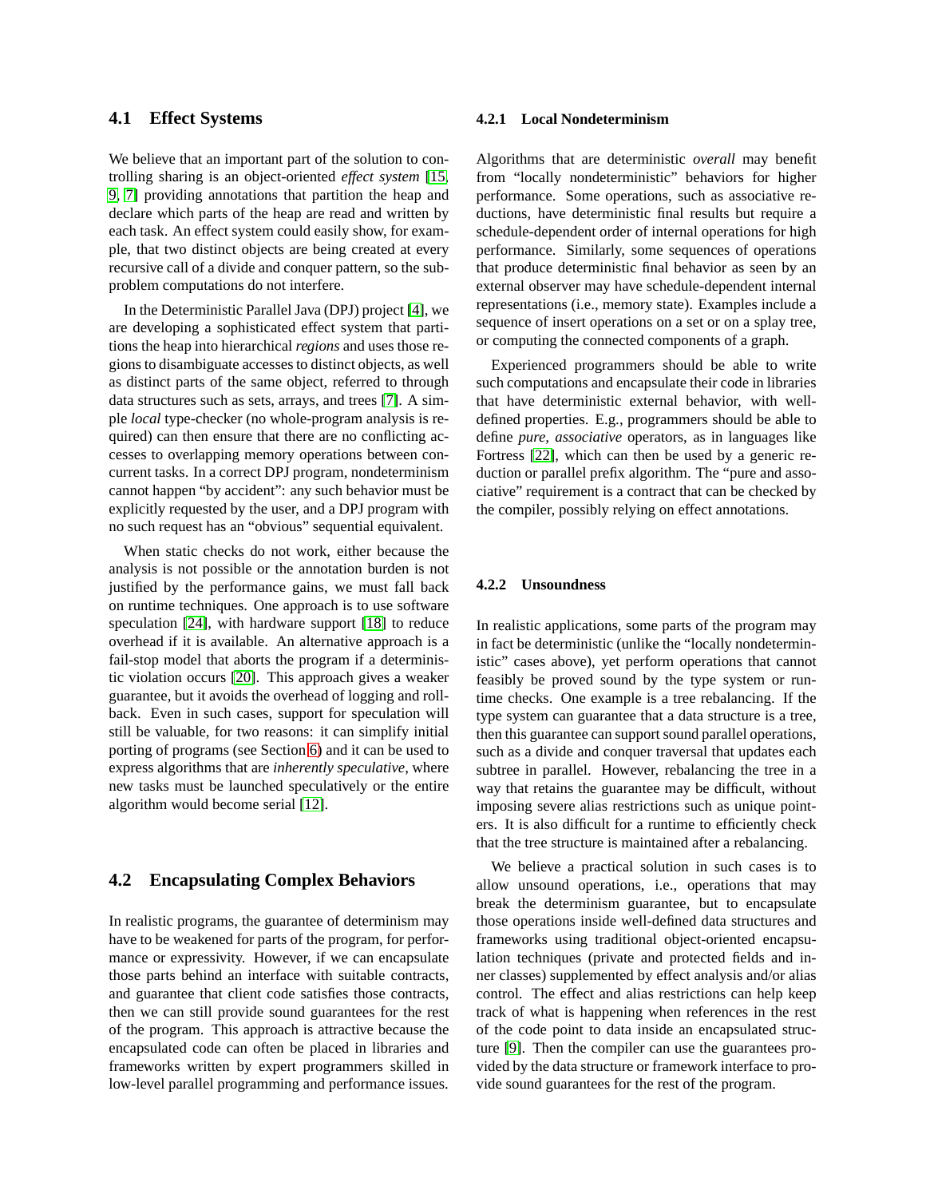## 4.1 Effect Systems

We believe that an important part of the solution to controlling sharing is an object-oriented *effect system* [15, 9, 7] providing annotations that partition the heap and declare which parts of the heap are read and written by each task. An effect system could easily show, for example, that two distinct objects are being created at every recursive call of a divide and conquer pattern, so the subproblem computations do not interfere.

In the Deterministic Parallel Java (DPJ) project [4], we are developing a sophisticated effect system that partitions the heap into hierarchical *regions* and uses those regions to disambiguate accesses to distinct objects, as well as distinct parts of the same object, referred to through data structures such as sets, arrays, and trees [7]. A simple *local* type-checker (no whole-program analysis is required) can then ensure that there are no conflicting accesses to overlapping memory operations between concurrent tasks. In a correct DPJ program, nondeterminism cannot happen "by accident": any such behavior must be explicitly requested by the user, and a DPJ program with no such request has an "obvious" sequential equivalent.

When static checks do not work, either because the analysis is not possible or the annotation burden is not justified by the performance gains, we must fall back on runtime techniques. One approach is to use software speculation [24], with hardware support [18] to reduce overhead if it is available. An alternative approach is a fail-stop model that aborts the program if a deterministic violation occurs [20]. This approach gives a weaker guarantee, but it avoids the overhead of logging and rollback. Even in such cases, support for speculation will still be valuable, for two reasons: it can simplify initial porting of programs (see Section 6) and it can be used to express algorithms that are *inherently speculative*, where new tasks must be launched speculatively or the entire algorithm would become serial [12].

## 4.2 Encapsulating Complex Behaviors

In realistic programs, the guarantee of determinism may have to be weakened for parts of the program, for performance or expressivity. However, if we can encapsulate those parts behind an interface with suitable contracts, and guarantee that client code satisfies those contracts, then we can still provide sound guarantees for the rest of the program. This approach is attractive because the encapsulated code can often be placed in libraries and frameworks written by expert programmers skilled in low-level parallel programming and performance issues.

### 4.2.1 Local Nondeterminism

Algorithms that are deterministic *overall* may benefit from "locally nondeterministic" behaviors for higher performance. Some operations, such as associative reductions, have deterministic final results but require a schedule-dependent order of internal operations for high performance. Similarly, some sequences of operations that produce deterministic final behavior as seen by an external observer may have schedule-dependent internal representations (i.e., memory state). Examples include a sequence of insert operations on a set or on a splay tree, or computing the connected components of a graph.

Experienced programmers should be able to write such computations and encapsulate their code in libraries that have deterministic external behavior, with well-defined properties. E.g., programmers should be able to define *pure, associative* operators, as in languages like Fortress [22], which can then be used by a generic reduction or parallel prefix algorithm. The "pure and associative" requirement is a contract that can be checked by the compiler, possibly relying on effect annotations.

### 4.2.2 Unsoundness

In realistic applications, some parts of the program may in fact be deterministic (unlike the "locally nondeterministic" cases above), yet perform operations that cannot feasibly be proved sound by the type system or runtime checks. One example is a tree rebalancing. If the type system can guarantee that a data structure is a tree, then this guarantee can support sound parallel operations, such as a divide and conquer traversal that updates each subtree in parallel. However, rebalancing the tree in a way that retains the guarantee may be difficult, without imposing severe alias restrictions such as unique pointers. It is also difficult for a runtime to efficiently check that the tree structure is maintained after a rebalancing.

We believe a practical solution in such cases is to allow unsound operations, i.e., operations that may break the determinism guarantee, but to encapsulate those operations inside well-defined data structures and frameworks using traditional object-oriented encapsulation techniques (private and protected fields and inner classes) supplemented by effect analysis and/or alias control. The effect and alias restrictions can help keep track of what is happening when references in the rest of the code point to data inside an encapsulated structure [9]. Then the compiler can use the guarantees provided by the data structure or framework interface to provide sound guarantees for the rest of the program.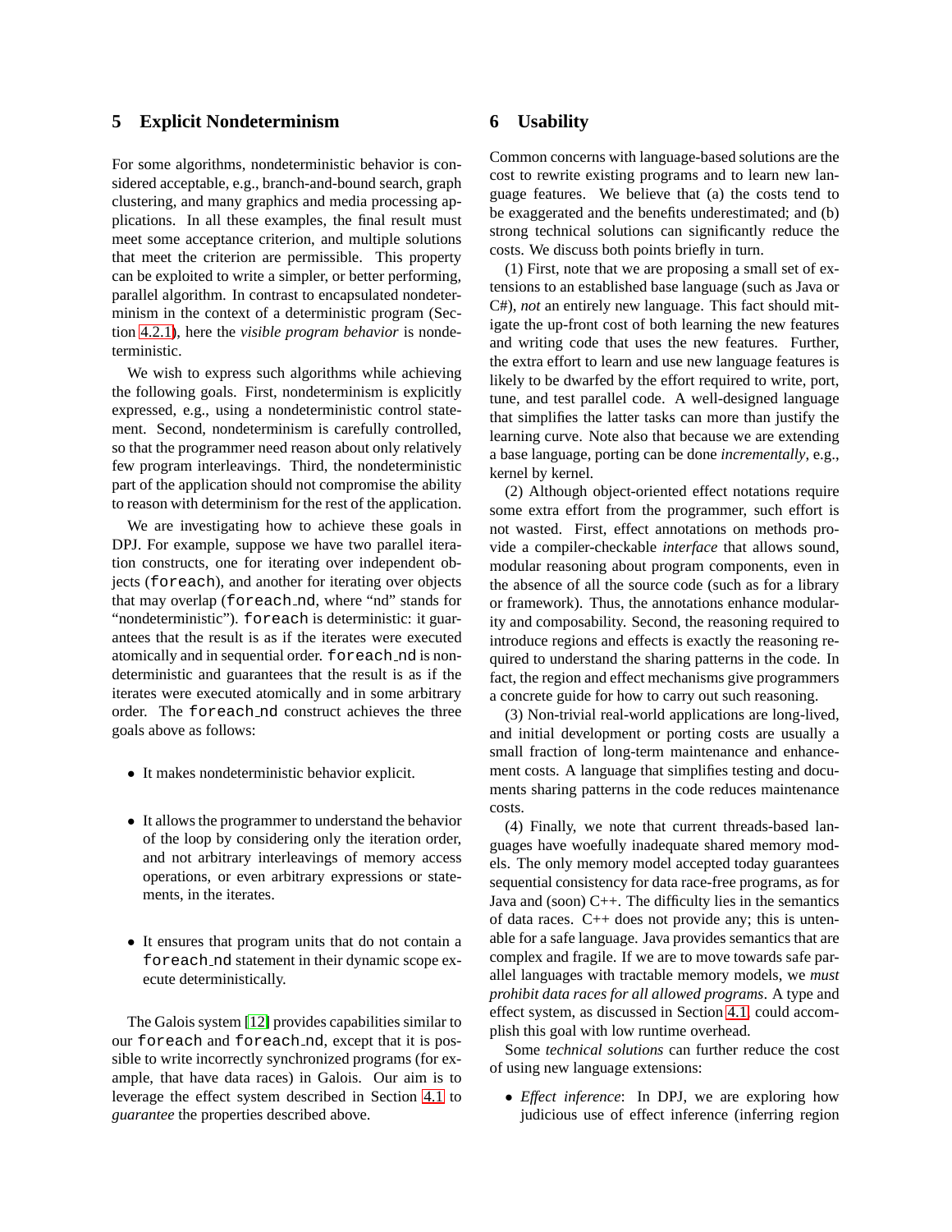## 5 Explicit Nondeterminism

For some algorithms, nondeterministic behavior is considered acceptable, e.g., branch-and-bound search, graph clustering, and many graphics and media processing applications. In all these examples, the final result must meet some acceptance criterion, and multiple solutions that meet the criterion are permissible. This property can be exploited to write a simpler, or better performing, parallel algorithm. In contrast to encapsulated nondeterminism in the context of a deterministic program (Section 4.2.1), here the *visible program behavior* is nondeterministic.

We wish to express such algorithms while achieving the following goals. First, nondeterminism is explicitly expressed, e.g., using a nondeterministic control statement. Second, nondeterminism is carefully controlled, so that the programmer need reason about only relatively few program interleavings. Third, the nondeterministic part of the application should not compromise the ability to reason with determinism for the rest of the application.

We are investigating how to achieve these goals in DPJ. For example, suppose we have two parallel iteration constructs, one for iterating over independent objects (`foreach`), and another for iterating over objects that may overlap (`foreach_nd`, where "nd" stands for "nondeterministic"). `foreach` is deterministic: it guarantees that the result is as if the iterates were executed atomically and in sequential order. `foreach_nd` is nondeterministic and guarantees that the result is as if the iterates were executed atomically and in some arbitrary order. The `foreach_nd` construct achieves the three goals above as follows:

- It makes nondeterministic behavior explicit.
- It allows the programmer to understand the behavior of the loop by considering only the iteration order, and not arbitrary interleavings of memory access operations, or even arbitrary expressions or statements, in the iterates.
- It ensures that program units that do not contain a `foreach_nd` statement in their dynamic scope execute deterministically.

The Galois system [12] provides capabilities similar to our `foreach` and `foreach_nd`, except that it is possible to write incorrectly synchronized programs (for example, that have data races) in Galois. Our aim is to leverage the effect system described in Section 4.1 to *guarantee* the properties described above.

## 6 Usability

Common concerns with language-based solutions are the cost to rewrite existing programs and to learn new language features. We believe that (a) the costs tend to be exaggerated and the benefits underestimated; and (b) strong technical solutions can significantly reduce the costs. We discuss both points briefly in turn.

(1) First, note that we are proposing a small set of extensions to an established base language (such as Java or C#), *not* an entirely new language. This fact should mitigate the up-front cost of both learning the new features and writing code that uses the new features. Further, the extra effort to learn and use new language features is likely to be dwarfed by the effort required to write, port, tune, and test parallel code. A well-designed language that simplifies the latter tasks can more than justify the learning curve. Note also that because we are extending a base language, porting can be done *incrementally*, e.g., kernel by kernel.

(2) Although object-oriented effect notations require some extra effort from the programmer, such effort is not wasted. First, effect annotations on methods provide a compiler-checkable *interface* that allows sound, modular reasoning about program components, even in the absence of all the source code (such as for a library or framework). Thus, the annotations enhance modularity and composability. Second, the reasoning required to introduce regions and effects is exactly the reasoning required to understand the sharing patterns in the code. In fact, the region and effect mechanisms give programmers a concrete guide for how to carry out such reasoning.

(3) Non-trivial real-world applications are long-lived, and initial development or porting costs are usually a small fraction of long-term maintenance and enhancement costs. A language that simplifies testing and documents sharing patterns in the code reduces maintenance costs.

(4) Finally, we note that current threads-based languages have woefully inadequate shared memory models. The only memory model accepted today guarantees sequential consistency for data race-free programs, as for Java and (soon) C++. The difficulty lies in the semantics of data races. C++ does not provide any; this is untenable for a safe language. Java provides semantics that are complex and fragile. If we are to move towards safe parallel languages with tractable memory models, we *must prohibit data races for all allowed programs*. A type and effect system, as discussed in Section 4.1 could accomplish this goal with low runtime overhead.

Some *technical solutions* can further reduce the cost of using new language extensions:

- *Effect inference*: In DPJ, we are exploring how judicious use of effect inference (inferring region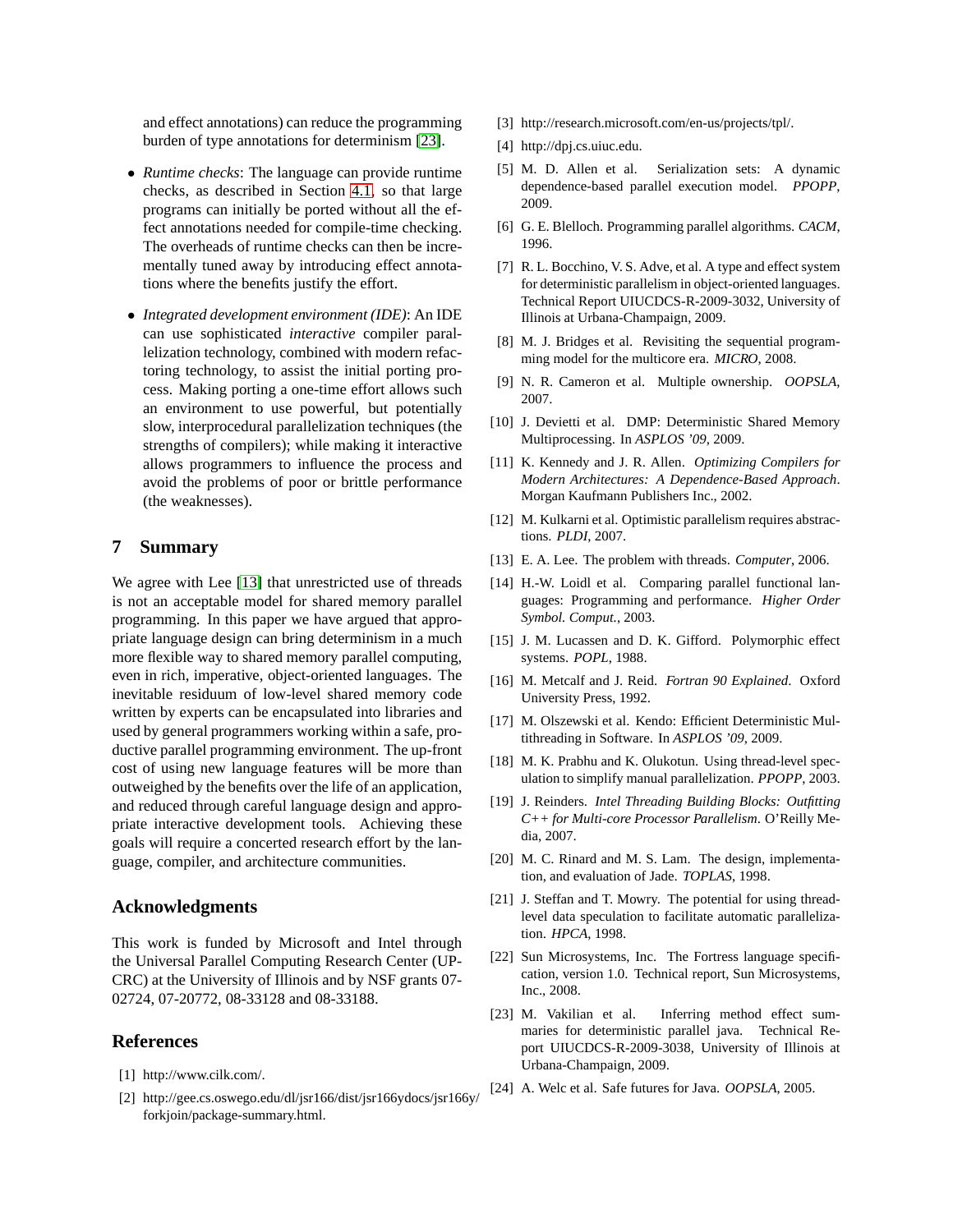and effect annotations) can reduce the programming burden of type annotations for determinism [23].

- *Runtime checks*: The language can provide runtime checks, as described in Section 4.1, so that large programs can initially be ported without all the effect annotations needed for compile-time checking. The overheads of runtime checks can then be incrementally tuned away by introducing effect annotations where the benefits justify the effort.
- *Integrated development environment (IDE)*: An IDE can use sophisticated *interactive* compiler parallelization technology, combined with modern refactoring technology, to assist the initial porting process. Making porting a one-time effort allows such an environment to use powerful, but potentially slow, interprocedural parallelization techniques (the strengths of compilers); while making it interactive allows programmers to influence the process and avoid the problems of poor or brittle performance (the weaknesses).

## 7 Summary

We agree with Lee [13] that unrestricted use of threads is not an acceptable model for shared memory parallel programming. In this paper we have argued that appropriate language design can bring determinism in a much more flexible way to shared memory parallel computing, even in rich, imperative, object-oriented languages. The inevitable residuum of low-level shared memory code written by experts can be encapsulated into libraries and used by general programmers working within a safe, productive parallel programming environment. The up-front cost of using new language features will be more than outweighed by the benefits over the life of an application, and reduced through careful language design and appropriate interactive development tools. Achieving these goals will require a concerted research effort by the language, compiler, and architecture communities.

## Acknowledgments

This work is funded by Microsoft and Intel through the Universal Parallel Computing Research Center (UPCRC) at the University of Illinois and by NSF grants 07-02724, 07-20772, 08-33128 and 08-33188.

## References

[1] http://www.cilk.com/.

[2] http://gee.cs.oswego.edu/dl/jsr166/dist/jsr166ydocs/jsr166y/forkjoin/package-summary.html.

[3] http://research.microsoft.com/en-us/projects/tpl/.

[4] http://dpj.cs.uiuc.edu.

[5] M. D. Allen et al. Serialization sets: A dynamic dependence-based parallel execution model. *PPOPP*, 2009.

[6] G. E. Blelloch. Programming parallel algorithms. *CACM*, 1996.

[7] R. L. Bocchino, V. S. Adve, et al. A type and effect system for deterministic parallelism in object-oriented languages. Technical Report UIUCDCS-R-2009-3032, University of Illinois at Urbana-Champaign, 2009.

[8] M. J. Bridges et al. Revisiting the sequential programming model for the multicore era. *MICRO*, 2008.

[9] N. R. Cameron et al. Multiple ownership. *OOPSLA*, 2007.

[10] J. Devietti et al. DMP: Deterministic Shared Memory Multiprocessing. In *ASPLOS '09*, 2009.

[11] K. Kennedy and J. R. Allen. *Optimizing Compilers for Modern Architectures: A Dependence-Based Approach*. Morgan Kaufmann Publishers Inc., 2002.

[12] M. Kulkarni et al. Optimistic parallelism requires abstractions. *PLDI*, 2007.

[13] E. A. Lee. The problem with threads. *Computer*, 2006.

[14] H.-W. Loidl et al. Comparing parallel functional languages: Programming and performance. *Higher Order Symbol. Comput.*, 2003.

[15] J. M. Lucassen and D. K. Gifford. Polymorphic effect systems. *POPL*, 1988.

[16] M. Metcalf and J. Reid. *Fortran 90 Explained*. Oxford University Press, 1992.

[17] M. Olszewski et al. Kendo: Efficient Deterministic Multithreading in Software. In *ASPLOS '09*, 2009.

[18] M. K. Prabhu and K. Olukotun. Using thread-level speculation to simplify manual parallelization. *PPOPP*, 2003.

[19] J. Reinders. *Intel Threading Building Blocks: Outfitting C++ for Multi-core Processor Parallelism*. O'Reilly Media, 2007.

[20] M. C. Rinard and M. S. Lam. The design, implementation, and evaluation of Jade. *TOPLAS*, 1998.

[21] J. Steffan and T. Mowry. The potential for using thread-level data speculation to facilitate automatic parallelization. *HPCA*, 1998.

[22] Sun Microsystems, Inc. The Fortress language specification, version 1.0. Technical report, Sun Microsystems, Inc., 2008.

[23] M. Vakilian et al. Inferring method effect summaries for deterministic parallel java. Technical Report UIUCDCS-R-2009-3038, University of Illinois at Urbana-Champaign, 2009.

[24] A. Welc et al. Safe futures for Java. *OOPSLA*, 2005.